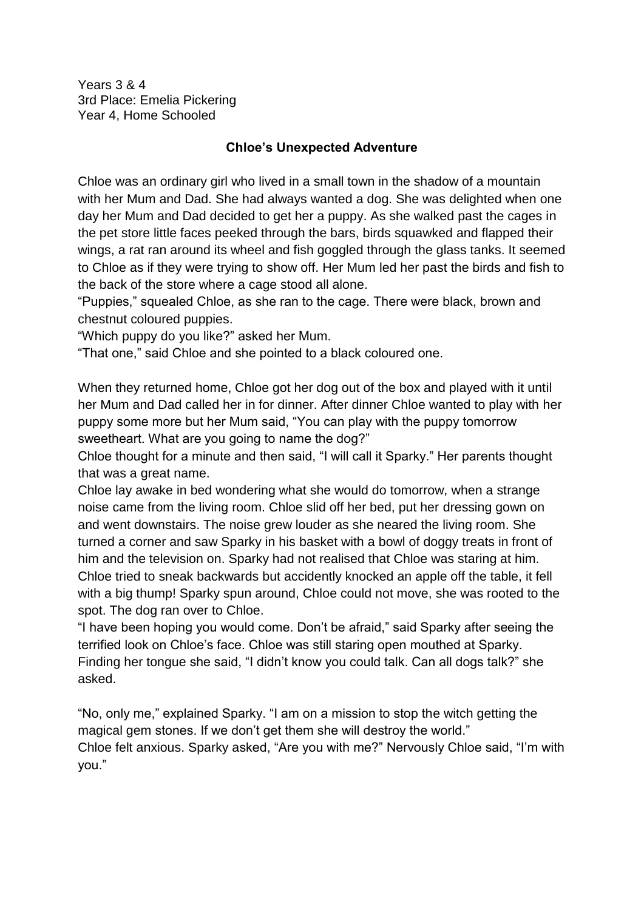Years 3 & 4
3rd Place: Emelia Pickering
Year 4, Home Schooled

## Chloe's Unexpected Adventure

Chloe was an ordinary girl who lived in a small town in the shadow of a mountain with her Mum and Dad. She had always wanted a dog. She was delighted when one day her Mum and Dad decided to get her a puppy. As she walked past the cages in the pet store little faces peeked through the bars, birds squawked and flapped their wings, a rat ran around its wheel and fish goggled through the glass tanks. It seemed to Chloe as if they were trying to show off. Her Mum led her past the birds and fish to the back of the store where a cage stood all alone.

"Puppies," squealed Chloe, as she ran to the cage. There were black, brown and chestnut coloured puppies.

"Which puppy do you like?" asked her Mum.

"That one," said Chloe and she pointed to a black coloured one.

When they returned home, Chloe got her dog out of the box and played with it until her Mum and Dad called her in for dinner. After dinner Chloe wanted to play with her puppy some more but her Mum said, "You can play with the puppy tomorrow sweetheart. What are you going to name the dog?"

Chloe thought for a minute and then said, "I will call it Sparky." Her parents thought that was a great name.

Chloe lay awake in bed wondering what she would do tomorrow, when a strange noise came from the living room. Chloe slid off her bed, put her dressing gown on and went downstairs. The noise grew louder as she neared the living room. She turned a corner and saw Sparky in his basket with a bowl of doggy treats in front of him and the television on. Sparky had not realised that Chloe was staring at him. Chloe tried to sneak backwards but accidently knocked an apple off the table, it fell with a big thump! Sparky spun around, Chloe could not move, she was rooted to the spot. The dog ran over to Chloe.

"I have been hoping you would come. Don't be afraid," said Sparky after seeing the terrified look on Chloe's face. Chloe was still staring open mouthed at Sparky. Finding her tongue she said, "I didn't know you could talk. Can all dogs talk?" she asked.

"No, only me," explained Sparky. "I am on a mission to stop the witch getting the magical gem stones. If we don't get them she will destroy the world."

Chloe felt anxious. Sparky asked, "Are you with me?" Nervously Chloe said, "I'm with you."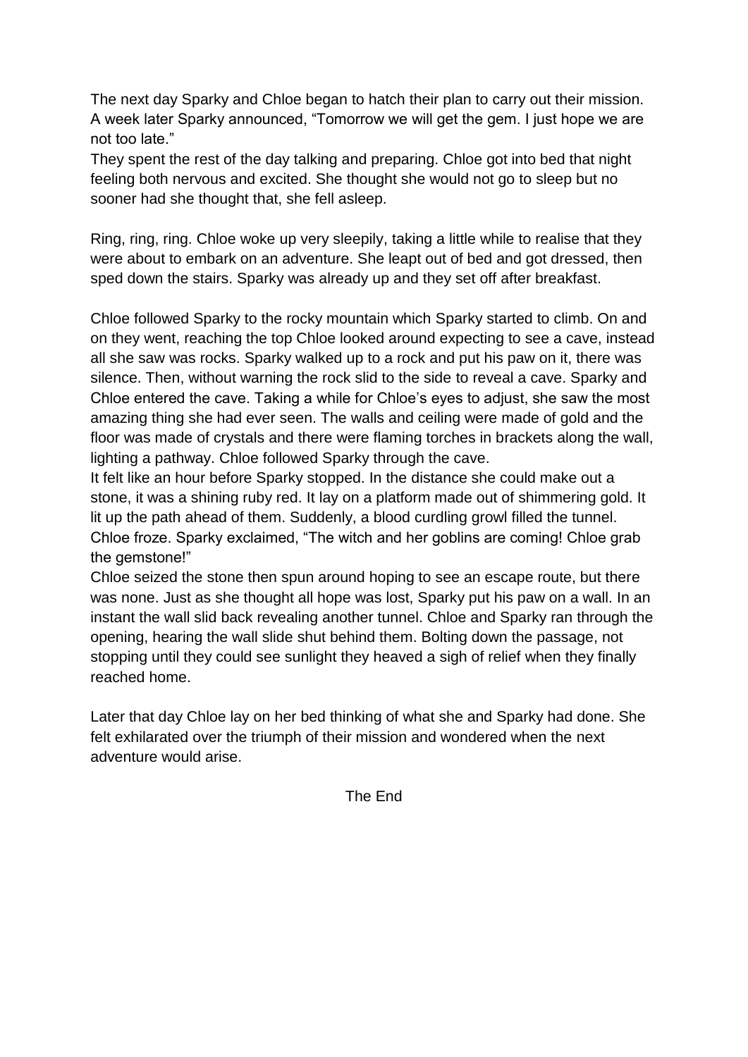The next day Sparky and Chloe began to hatch their plan to carry out their mission. A week later Sparky announced, "Tomorrow we will get the gem. I just hope we are not too late."

They spent the rest of the day talking and preparing. Chloe got into bed that night feeling both nervous and excited. She thought she would not go to sleep but no sooner had she thought that, she fell asleep.

Ring, ring, ring. Chloe woke up very sleepily, taking a little while to realise that they were about to embark on an adventure. She leapt out of bed and got dressed, then sped down the stairs. Sparky was already up and they set off after breakfast.

Chloe followed Sparky to the rocky mountain which Sparky started to climb. On and on they went, reaching the top Chloe looked around expecting to see a cave, instead all she saw was rocks. Sparky walked up to a rock and put his paw on it, there was silence. Then, without warning the rock slid to the side to reveal a cave. Sparky and Chloe entered the cave. Taking a while for Chloe's eyes to adjust, she saw the most amazing thing she had ever seen. The walls and ceiling were made of gold and the floor was made of crystals and there were flaming torches in brackets along the wall, lighting a pathway. Chloe followed Sparky through the cave.

It felt like an hour before Sparky stopped. In the distance she could make out a stone, it was a shining ruby red. It lay on a platform made out of shimmering gold. It lit up the path ahead of them. Suddenly, a blood curdling growl filled the tunnel. Chloe froze. Sparky exclaimed, "The witch and her goblins are coming! Chloe grab the gemstone!"

Chloe seized the stone then spun around hoping to see an escape route, but there was none. Just as she thought all hope was lost, Sparky put his paw on a wall. In an instant the wall slid back revealing another tunnel. Chloe and Sparky ran through the opening, hearing the wall slide shut behind them. Bolting down the passage, not stopping until they could see sunlight they heaved a sigh of relief when they finally reached home.

Later that day Chloe lay on her bed thinking of what she and Sparky had done. She felt exhilarated over the triumph of their mission and wondered when the next adventure would arise.

The End